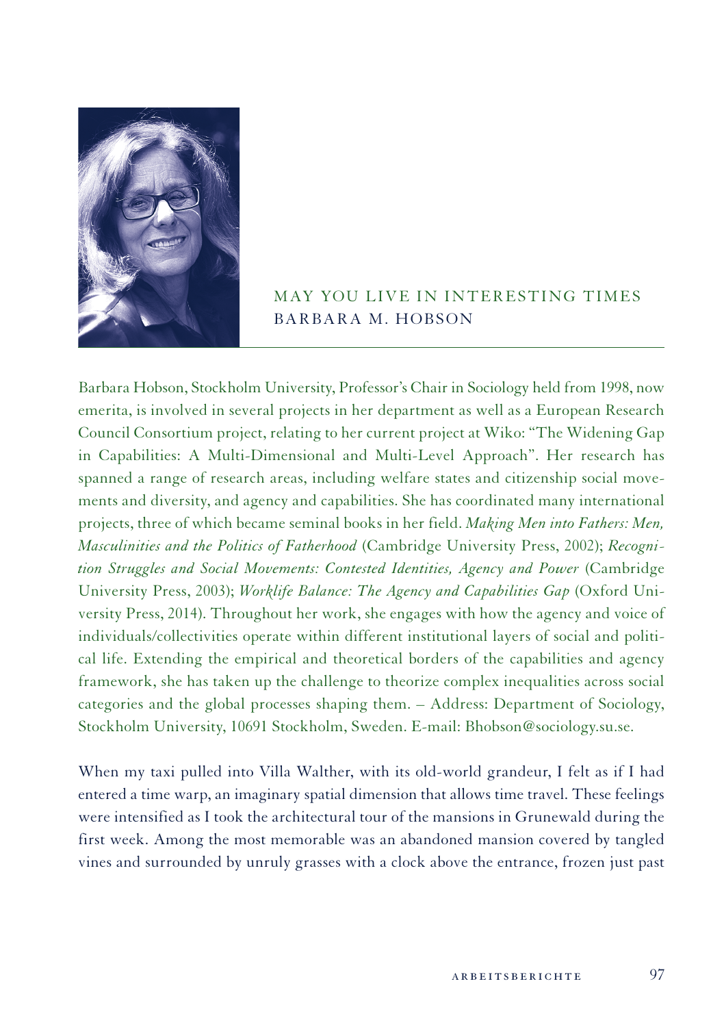# MAY YOU LIVE IN INTERESTING TIMES
## BARBARA M. HOBSON

Barbara Hobson, Stockholm University, Professor's Chair in Sociology held from 1998, now emerita, is involved in several projects in her department as well as a European Research Council Consortium project, relating to her current project at Wiko: "The Widening Gap in Capabilities: A Multi-Dimensional and Multi-Level Approach". Her research has spanned a range of research areas, including welfare states and citizenship social movements and diversity, and agency and capabilities. She has coordinated many international projects, three of which became seminal books in her field. *Making Men into Fathers: Men, Masculinities and the Politics of Fatherhood* (Cambridge University Press, 2002); *Recognition Struggles and Social Movements: Contested Identities, Agency and Power* (Cambridge University Press, 2003); *Worklife Balance: The Agency and Capabilities Gap* (Oxford University Press, 2014). Throughout her work, she engages with how the agency and voice of individuals/collectivities operate within different institutional layers of social and political life. Extending the empirical and theoretical borders of the capabilities and agency framework, she has taken up the challenge to theorize complex inequalities across social categories and the global processes shaping them. – Address: Department of Sociology, Stockholm University, 10691 Stockholm, Sweden. E-mail: Bhobson@sociology.su.se.

When my taxi pulled into Villa Walther, with its old-world grandeur, I felt as if I had entered a time warp, an imaginary spatial dimension that allows time travel. These feelings were intensified as I took the architectural tour of the mansions in Grunewald during the first week. Among the most memorable was an abandoned mansion covered by tangled vines and surrounded by unruly grasses with a clock above the entrance, frozen just past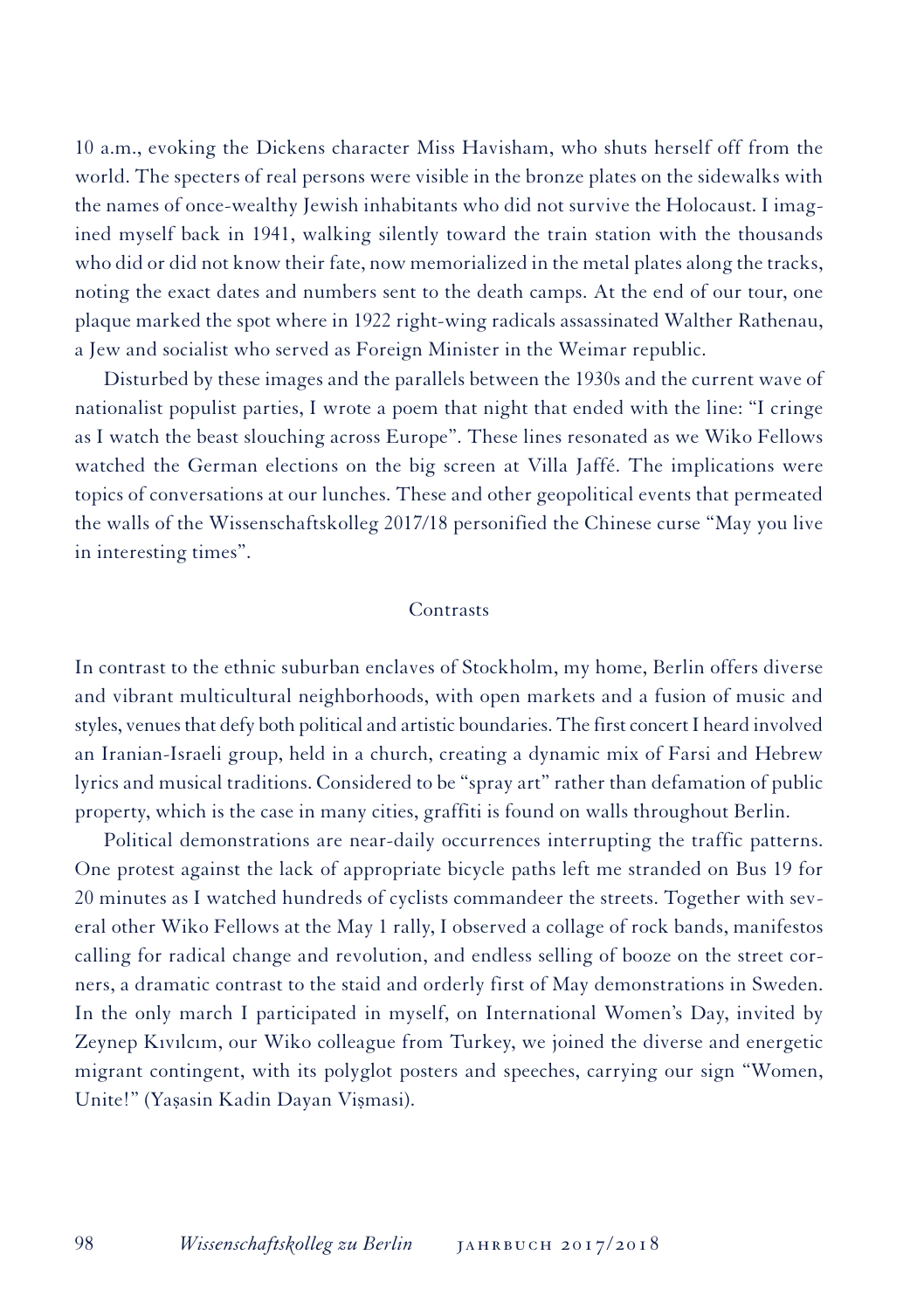10 a.m., evoking the Dickens character Miss Havisham, who shuts herself off from the world. The specters of real persons were visible in the bronze plates on the sidewalks with the names of once-wealthy Jewish inhabitants who did not survive the Holocaust. I imagined myself back in 1941, walking silently toward the train station with the thousands who did or did not know their fate, now memorialized in the metal plates along the tracks, noting the exact dates and numbers sent to the death camps. At the end of our tour, one plaque marked the spot where in 1922 right-wing radicals assassinated Walther Rathenau, a Jew and socialist who served as Foreign Minister in the Weimar republic.

Disturbed by these images and the parallels between the 1930s and the current wave of nationalist populist parties, I wrote a poem that night that ended with the line: "I cringe as I watch the beast slouching across Europe". These lines resonated as we Wiko Fellows watched the German elections on the big screen at Villa Jaffé. The implications were topics of conversations at our lunches. These and other geopolitical events that permeated the walls of the Wissenschaftskolleg 2017/18 personified the Chinese curse "May you live in interesting times".

## Contrasts

In contrast to the ethnic suburban enclaves of Stockholm, my home, Berlin offers diverse and vibrant multicultural neighborhoods, with open markets and a fusion of music and styles, venues that defy both political and artistic boundaries. The first concert I heard involved an Iranian-Israeli group, held in a church, creating a dynamic mix of Farsi and Hebrew lyrics and musical traditions. Considered to be "spray art" rather than defamation of public property, which is the case in many cities, graffiti is found on walls throughout Berlin.

Political demonstrations are near-daily occurrences interrupting the traffic patterns. One protest against the lack of appropriate bicycle paths left me stranded on Bus 19 for 20 minutes as I watched hundreds of cyclists commandeer the streets. Together with several other Wiko Fellows at the May 1 rally, I observed a collage of rock bands, manifestos calling for radical change and revolution, and endless selling of booze on the street corners, a dramatic contrast to the staid and orderly first of May demonstrations in Sweden. In the only march I participated in myself, on International Women's Day, invited by Zeynep Kıvılcım, our Wiko colleague from Turkey, we joined the diverse and energetic migrant contingent, with its polyglot posters and speeches, carrying our sign "Women, Unite!" (Yaşasin Kadin Dayan Vişmasi).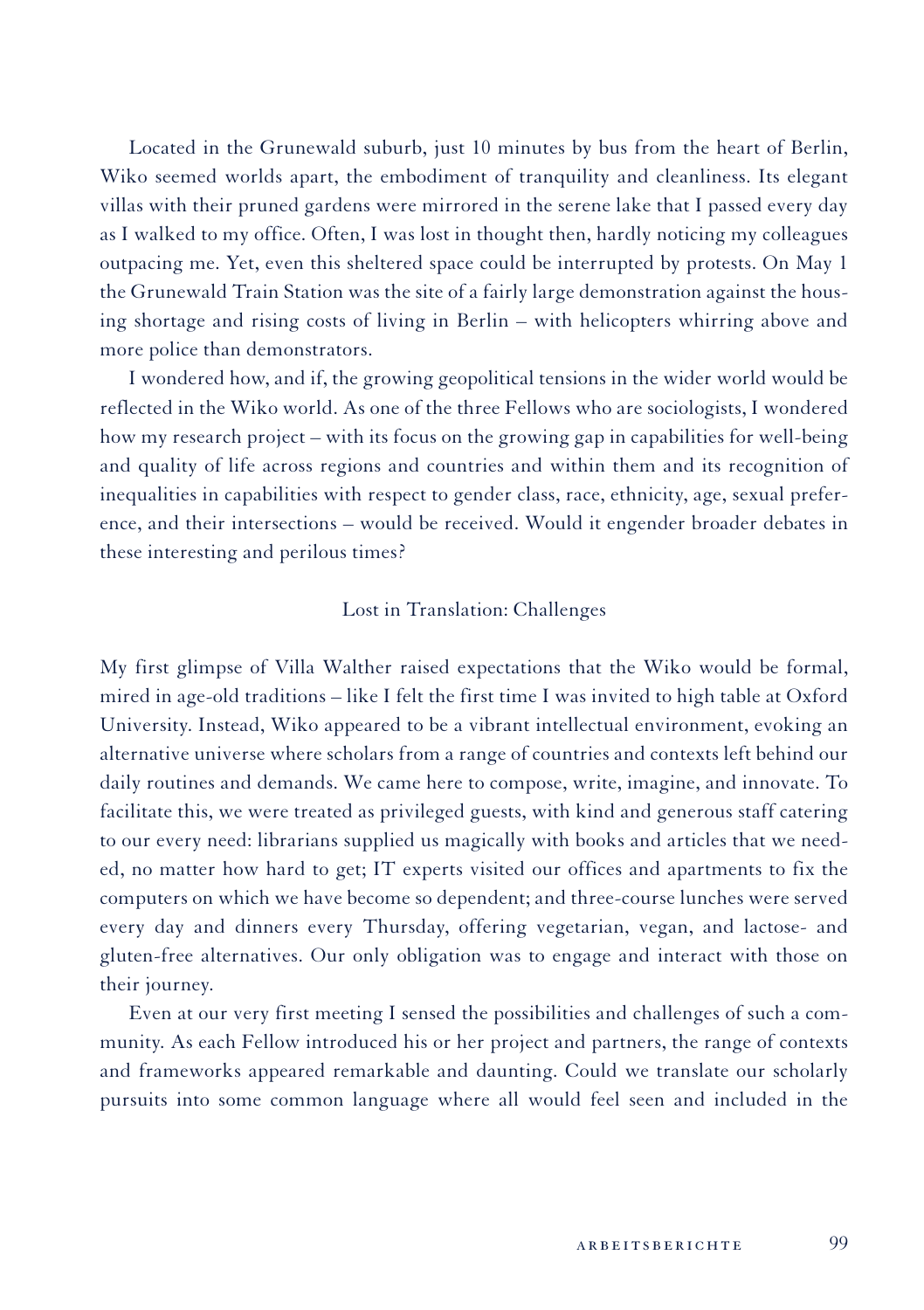Located in the Grunewald suburb, just 10 minutes by bus from the heart of Berlin, Wiko seemed worlds apart, the embodiment of tranquility and cleanliness. Its elegant villas with their pruned gardens were mirrored in the serene lake that I passed every day as I walked to my office. Often, I was lost in thought then, hardly noticing my colleagues outpacing me. Yet, even this sheltered space could be interrupted by protests. On May 1 the Grunewald Train Station was the site of a fairly large demonstration against the housing shortage and rising costs of living in Berlin – with helicopters whirring above and more police than demonstrators.

I wondered how, and if, the growing geopolitical tensions in the wider world would be reflected in the Wiko world. As one of the three Fellows who are sociologists, I wondered how my research project – with its focus on the growing gap in capabilities for well-being and quality of life across regions and countries and within them and its recognition of inequalities in capabilities with respect to gender class, race, ethnicity, age, sexual preference, and their intersections – would be received. Would it engender broader debates in these interesting and perilous times?

## Lost in Translation: Challenges

My first glimpse of Villa Walther raised expectations that the Wiko would be formal, mired in age-old traditions – like I felt the first time I was invited to high table at Oxford University. Instead, Wiko appeared to be a vibrant intellectual environment, evoking an alternative universe where scholars from a range of countries and contexts left behind our daily routines and demands. We came here to compose, write, imagine, and innovate. To facilitate this, we were treated as privileged guests, with kind and generous staff catering to our every need: librarians supplied us magically with books and articles that we needed, no matter how hard to get; IT experts visited our offices and apartments to fix the computers on which we have become so dependent; and three-course lunches were served every day and dinners every Thursday, offering vegetarian, vegan, and lactose- and gluten-free alternatives. Our only obligation was to engage and interact with those on their journey.

Even at our very first meeting I sensed the possibilities and challenges of such a community. As each Fellow introduced his or her project and partners, the range of contexts and frameworks appeared remarkable and daunting. Could we translate our scholarly pursuits into some common language where all would feel seen and included in the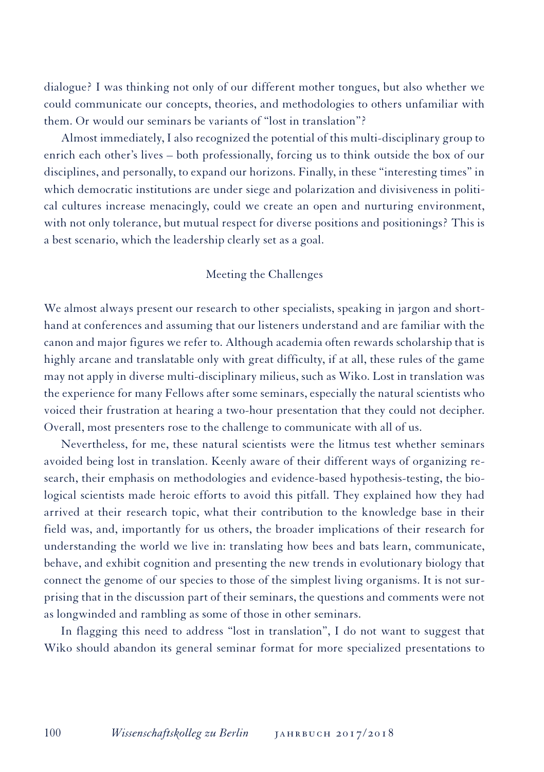dialogue? I was thinking not only of our different mother tongues, but also whether we could communicate our concepts, theories, and methodologies to others unfamiliar with them. Or would our seminars be variants of "lost in translation"?

Almost immediately, I also recognized the potential of this multi-disciplinary group to enrich each other's lives – both professionally, forcing us to think outside the box of our disciplines, and personally, to expand our horizons. Finally, in these "interesting times" in which democratic institutions are under siege and polarization and divisiveness in political cultures increase menacingly, could we create an open and nurturing environment, with not only tolerance, but mutual respect for diverse positions and positionings? This is a best scenario, which the leadership clearly set as a goal.

## Meeting the Challenges

We almost always present our research to other specialists, speaking in jargon and shorthand at conferences and assuming that our listeners understand and are familiar with the canon and major figures we refer to. Although academia often rewards scholarship that is highly arcane and translatable only with great difficulty, if at all, these rules of the game may not apply in diverse multi-disciplinary milieus, such as Wiko. Lost in translation was the experience for many Fellows after some seminars, especially the natural scientists who voiced their frustration at hearing a two-hour presentation that they could not decipher. Overall, most presenters rose to the challenge to communicate with all of us.

Nevertheless, for me, these natural scientists were the litmus test whether seminars avoided being lost in translation. Keenly aware of their different ways of organizing research, their emphasis on methodologies and evidence-based hypothesis-testing, the biological scientists made heroic efforts to avoid this pitfall. They explained how they had arrived at their research topic, what their contribution to the knowledge base in their field was, and, importantly for us others, the broader implications of their research for understanding the world we live in: translating how bees and bats learn, communicate, behave, and exhibit cognition and presenting the new trends in evolutionary biology that connect the genome of our species to those of the simplest living organisms. It is not surprising that in the discussion part of their seminars, the questions and comments were not as longwinded and rambling as some of those in other seminars.

In flagging this need to address "lost in translation", I do not want to suggest that Wiko should abandon its general seminar format for more specialized presentations to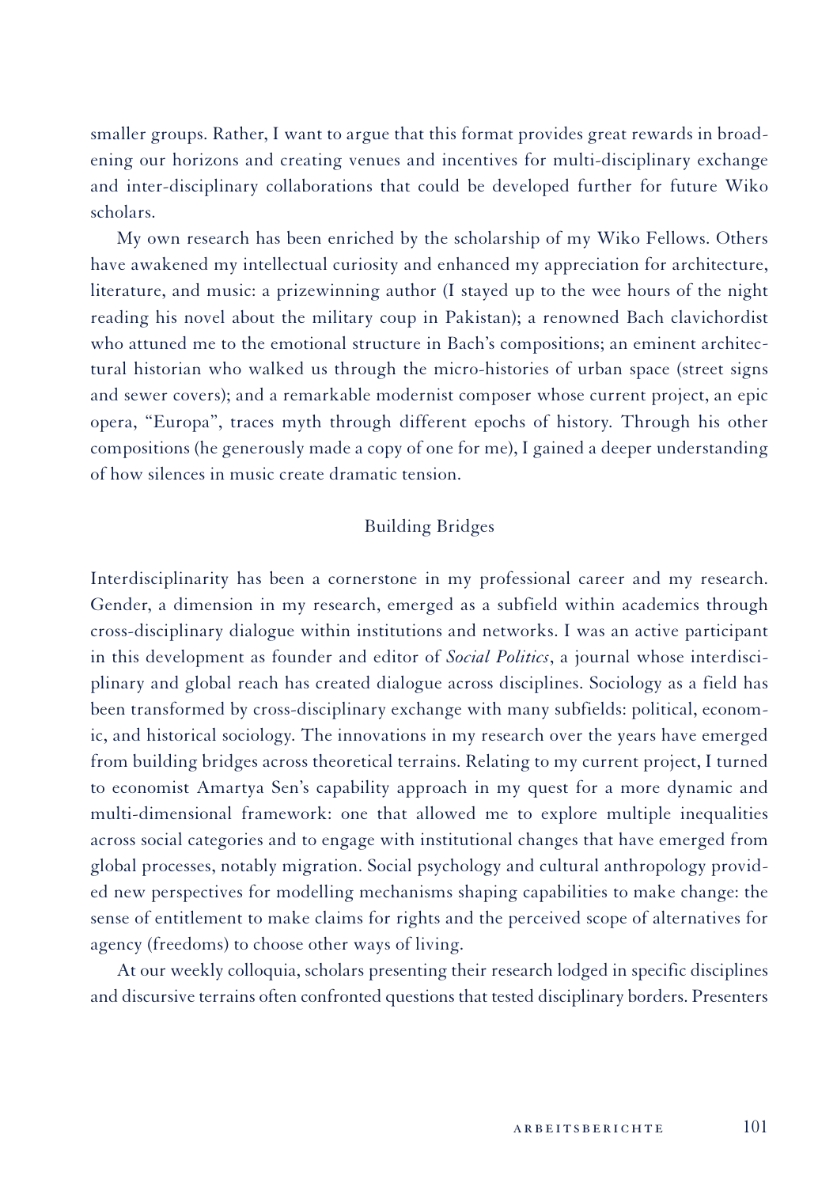smaller groups. Rather, I want to argue that this format provides great rewards in broadening our horizons and creating venues and incentives for multi-disciplinary exchange and inter-disciplinary collaborations that could be developed further for future Wiko scholars.

My own research has been enriched by the scholarship of my Wiko Fellows. Others have awakened my intellectual curiosity and enhanced my appreciation for architecture, literature, and music: a prizewinning author (I stayed up to the wee hours of the night reading his novel about the military coup in Pakistan); a renowned Bach clavichordist who attuned me to the emotional structure in Bach's compositions; an eminent architectural historian who walked us through the micro-histories of urban space (street signs and sewer covers); and a remarkable modernist composer whose current project, an epic opera, "Europa", traces myth through different epochs of history. Through his other compositions (he generously made a copy of one for me), I gained a deeper understanding of how silences in music create dramatic tension.

## Building Bridges

Interdisciplinarity has been a cornerstone in my professional career and my research. Gender, a dimension in my research, emerged as a subfield within academics through cross-disciplinary dialogue within institutions and networks. I was an active participant in this development as founder and editor of *Social Politics*, a journal whose interdisciplinary and global reach has created dialogue across disciplines. Sociology as a field has been transformed by cross-disciplinary exchange with many subfields: political, economic, and historical sociology. The innovations in my research over the years have emerged from building bridges across theoretical terrains. Relating to my current project, I turned to economist Amartya Sen's capability approach in my quest for a more dynamic and multi-dimensional framework: one that allowed me to explore multiple inequalities across social categories and to engage with institutional changes that have emerged from global processes, notably migration. Social psychology and cultural anthropology provided new perspectives for modelling mechanisms shaping capabilities to make change: the sense of entitlement to make claims for rights and the perceived scope of alternatives for agency (freedoms) to choose other ways of living.

At our weekly colloquia, scholars presenting their research lodged in specific disciplines and discursive terrains often confronted questions that tested disciplinary borders. Presenters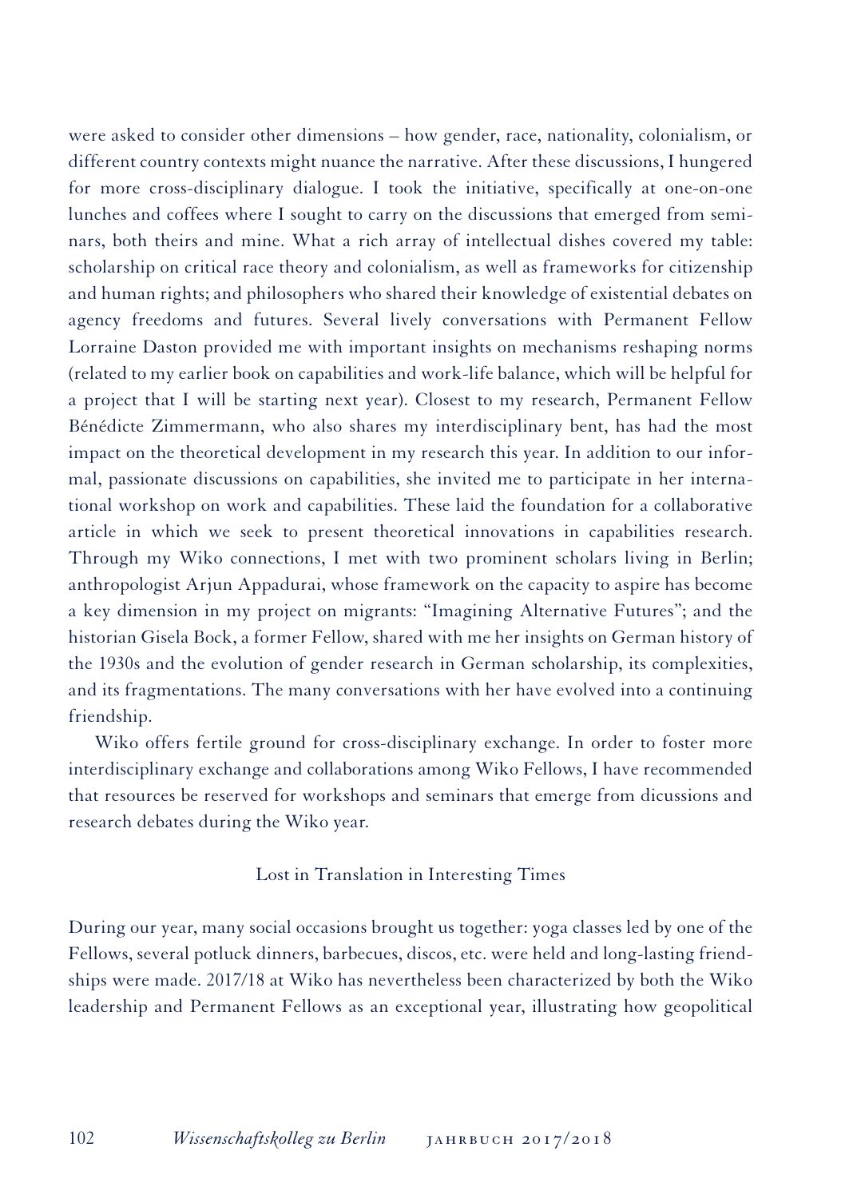were asked to consider other dimensions – how gender, race, nationality, colonialism, or different country contexts might nuance the narrative. After these discussions, I hungered for more cross-disciplinary dialogue. I took the initiative, specifically at one-on-one lunches and coffees where I sought to carry on the discussions that emerged from seminars, both theirs and mine. What a rich array of intellectual dishes covered my table: scholarship on critical race theory and colonialism, as well as frameworks for citizenship and human rights; and philosophers who shared their knowledge of existential debates on agency freedoms and futures. Several lively conversations with Permanent Fellow Lorraine Daston provided me with important insights on mechanisms reshaping norms (related to my earlier book on capabilities and work-life balance, which will be helpful for a project that I will be starting next year). Closest to my research, Permanent Fellow Bénédicte Zimmermann, who also shares my interdisciplinary bent, has had the most impact on the theoretical development in my research this year. In addition to our informal, passionate discussions on capabilities, she invited me to participate in her international workshop on work and capabilities. These laid the foundation for a collaborative article in which we seek to present theoretical innovations in capabilities research. Through my Wiko connections, I met with two prominent scholars living in Berlin; anthropologist Arjun Appadurai, whose framework on the capacity to aspire has become a key dimension in my project on migrants: "Imagining Alternative Futures"; and the historian Gisela Bock, a former Fellow, shared with me her insights on German history of the 1930s and the evolution of gender research in German scholarship, its complexities, and its fragmentations. The many conversations with her have evolved into a continuing friendship.

Wiko offers fertile ground for cross-disciplinary exchange. In order to foster more interdisciplinary exchange and collaborations among Wiko Fellows, I have recommended that resources be reserved for workshops and seminars that emerge from dicussions and research debates during the Wiko year.

## Lost in Translation in Interesting Times

During our year, many social occasions brought us together: yoga classes led by one of the Fellows, several potluck dinners, barbecues, discos, etc. were held and long-lasting friendships were made. 2017/18 at Wiko has nevertheless been characterized by both the Wiko leadership and Permanent Fellows as an exceptional year, illustrating how geopolitical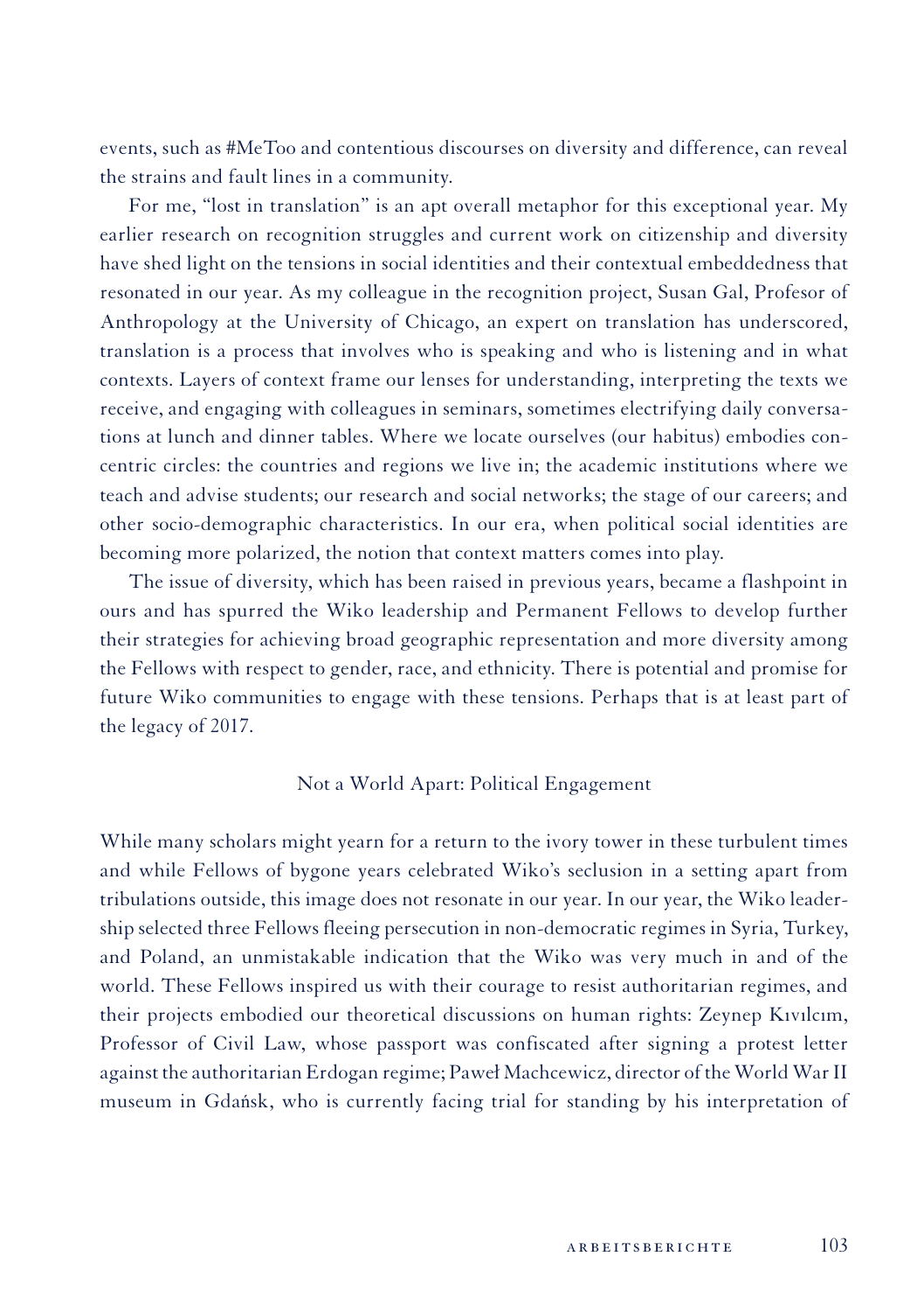events, such as #MeToo and contentious discourses on diversity and difference, can reveal the strains and fault lines in a community.

For me, "lost in translation" is an apt overall metaphor for this exceptional year. My earlier research on recognition struggles and current work on citizenship and diversity have shed light on the tensions in social identities and their contextual embeddedness that resonated in our year. As my colleague in the recognition project, Susan Gal, Profesor of Anthropology at the University of Chicago, an expert on translation has underscored, translation is a process that involves who is speaking and who is listening and in what contexts. Layers of context frame our lenses for understanding, interpreting the texts we receive, and engaging with colleagues in seminars, sometimes electrifying daily conversations at lunch and dinner tables. Where we locate ourselves (our habitus) embodies concentric circles: the countries and regions we live in; the academic institutions where we teach and advise students; our research and social networks; the stage of our careers; and other socio-demographic characteristics. In our era, when political social identities are becoming more polarized, the notion that context matters comes into play.

The issue of diversity, which has been raised in previous years, became a flashpoint in ours and has spurred the Wiko leadership and Permanent Fellows to develop further their strategies for achieving broad geographic representation and more diversity among the Fellows with respect to gender, race, and ethnicity. There is potential and promise for future Wiko communities to engage with these tensions. Perhaps that is at least part of the legacy of 2017.

## Not a World Apart: Political Engagement

While many scholars might yearn for a return to the ivory tower in these turbulent times and while Fellows of bygone years celebrated Wiko's seclusion in a setting apart from tribulations outside, this image does not resonate in our year. In our year, the Wiko leadership selected three Fellows fleeing persecution in non-democratic regimes in Syria, Turkey, and Poland, an unmistakable indication that the Wiko was very much in and of the world. These Fellows inspired us with their courage to resist authoritarian regimes, and their projects embodied our theoretical discussions on human rights: Zeynep Kıvılcım, Professor of Civil Law, whose passport was confiscated after signing a protest letter against the authoritarian Erdogan regime; Paweł Machcewicz, director of the World War II museum in Gdańsk, who is currently facing trial for standing by his interpretation of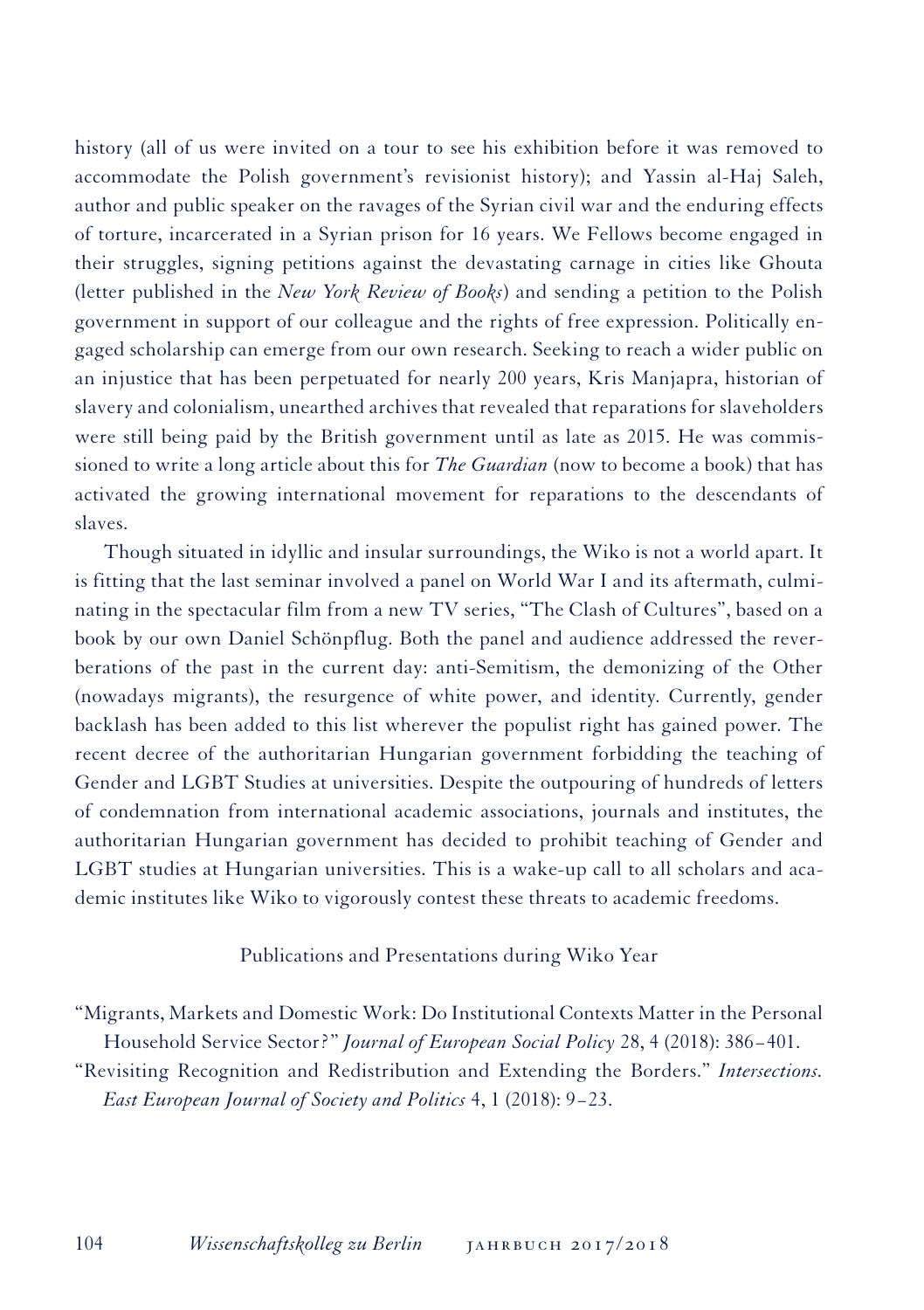history (all of us were invited on a tour to see his exhibition before it was removed to accommodate the Polish government's revisionist history); and Yassin al-Haj Saleh, author and public speaker on the ravages of the Syrian civil war and the enduring effects of torture, incarcerated in a Syrian prison for 16 years. We Fellows become engaged in their struggles, signing petitions against the devastating carnage in cities like Ghouta (letter published in the *New York Review of Books*) and sending a petition to the Polish government in support of our colleague and the rights of free expression. Politically engaged scholarship can emerge from our own research. Seeking to reach a wider public on an injustice that has been perpetuated for nearly 200 years, Kris Manjapra, historian of slavery and colonialism, unearthed archives that revealed that reparations for slaveholders were still being paid by the British government until as late as 2015. He was commissioned to write a long article about this for *The Guardian* (now to become a book) that has activated the growing international movement for reparations to the descendants of slaves.

Though situated in idyllic and insular surroundings, the Wiko is not a world apart. It is fitting that the last seminar involved a panel on World War I and its aftermath, culminating in the spectacular film from a new TV series, "The Clash of Cultures", based on a book by our own Daniel Schönpflug. Both the panel and audience addressed the reverberations of the past in the current day: anti-Semitism, the demonizing of the Other (nowadays migrants), the resurgence of white power, and identity. Currently, gender backlash has been added to this list wherever the populist right has gained power. The recent decree of the authoritarian Hungarian government forbidding the teaching of Gender and LGBT Studies at universities. Despite the outpouring of hundreds of letters of condemnation from international academic associations, journals and institutes, the authoritarian Hungarian government has decided to prohibit teaching of Gender and LGBT studies at Hungarian universities. This is a wake-up call to all scholars and academic institutes like Wiko to vigorously contest these threats to academic freedoms.

## Publications and Presentations during Wiko Year

"Migrants, Markets and Domestic Work: Do Institutional Contexts Matter in the Personal Household Service Sector?" *Journal of European Social Policy* 28, 4 (2018): 386–401.

"Revisiting Recognition and Redistribution and Extending the Borders." *Intersections. East European Journal of Society and Politics* 4, 1 (2018): 9–23.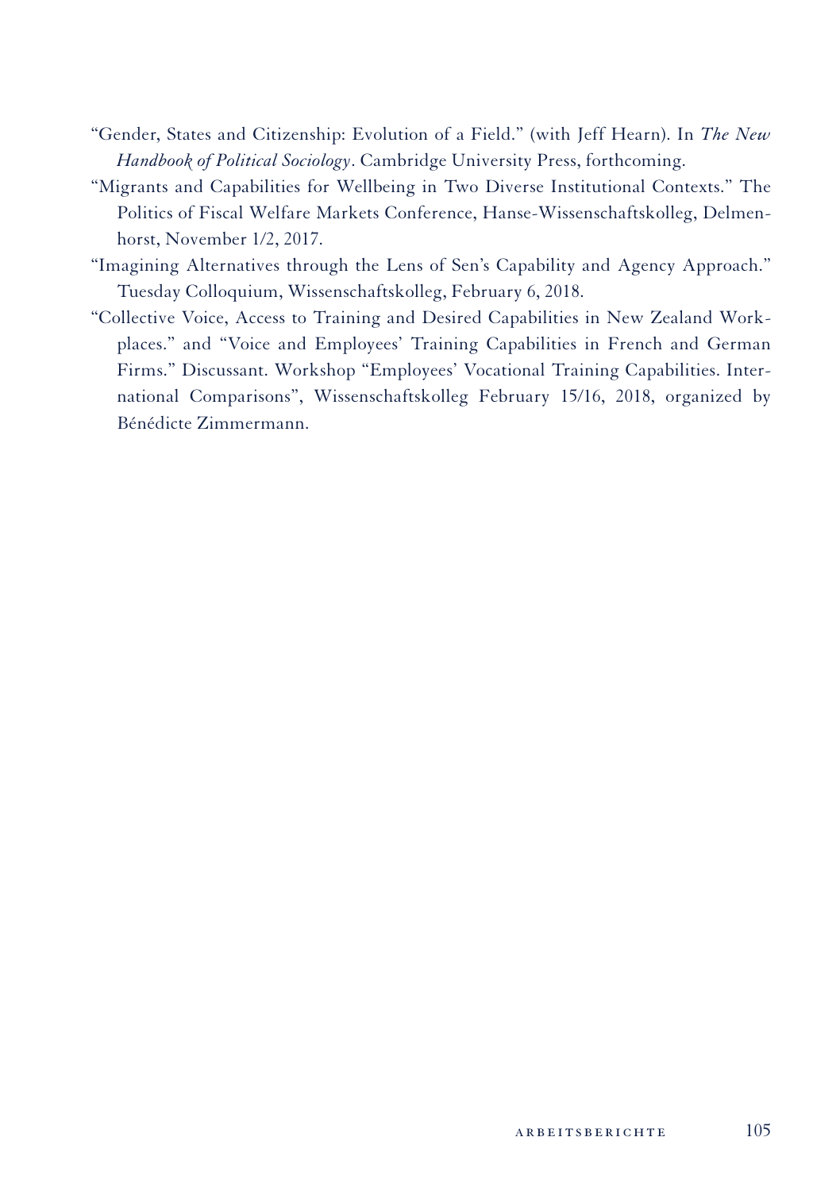"Gender, States and Citizenship: Evolution of a Field." (with Jeff Hearn). In *The New Handbook of Political Sociology*. Cambridge University Press, forthcoming.

"Migrants and Capabilities for Wellbeing in Two Diverse Institutional Contexts." The Politics of Fiscal Welfare Markets Conference, Hanse-Wissenschaftskolleg, Delmenhorst, November 1/2, 2017.

"Imagining Alternatives through the Lens of Sen's Capability and Agency Approach." Tuesday Colloquium, Wissenschaftskolleg, February 6, 2018.

"Collective Voice, Access to Training and Desired Capabilities in New Zealand Workplaces." and "Voice and Employees' Training Capabilities in French and German Firms." Discussant. Workshop "Employees' Vocational Training Capabilities. International Comparisons", Wissenschaftskolleg February 15/16, 2018, organized by Bénédicte Zimmermann.